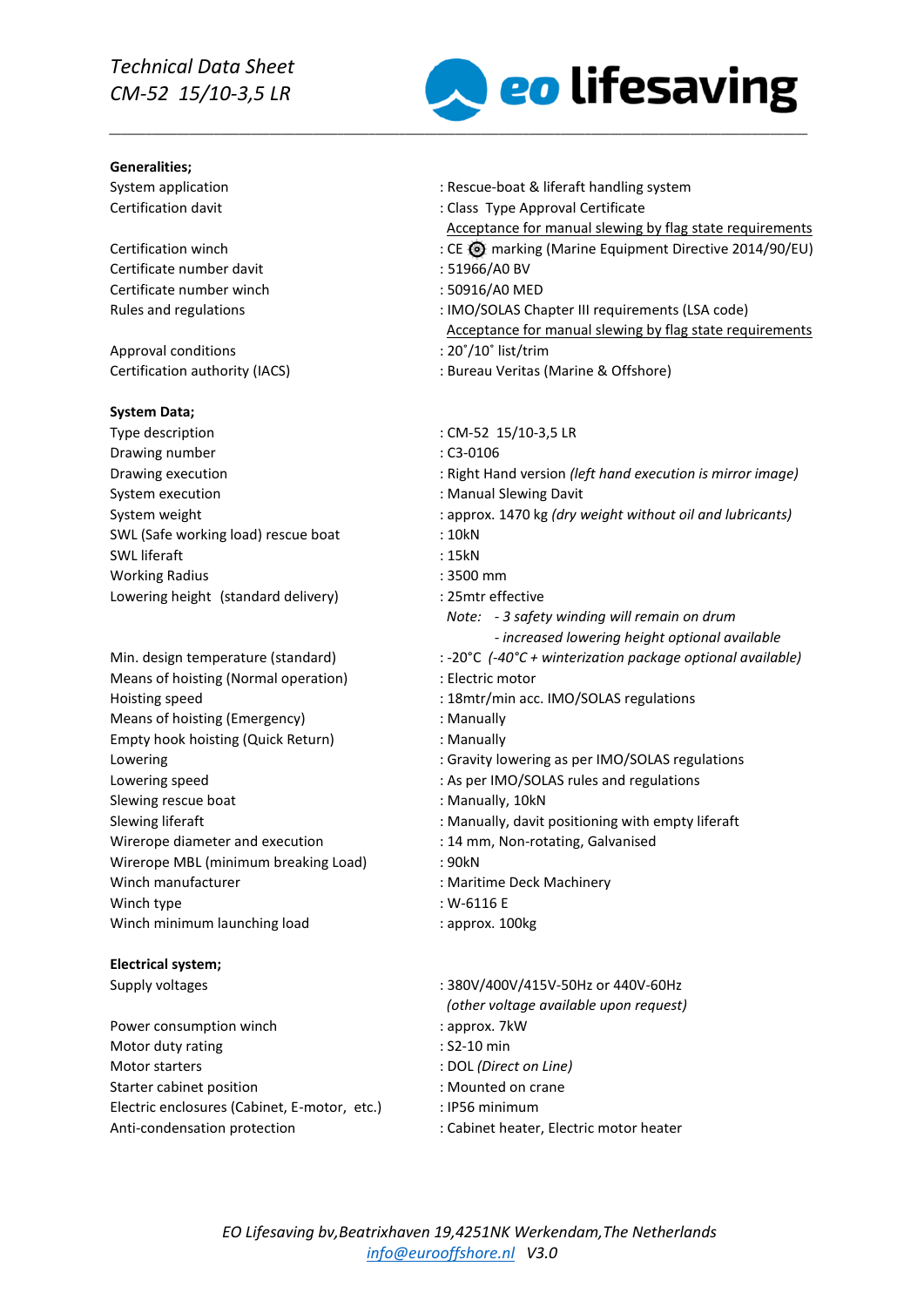*Technical Data Sheet*
*CM-52 15/10-3,5 LR*

eo lifesaving

**Generalities;**

| | |
|---|---|
| System application | : Rescue-boat & liferaft handling system |
| Certification davit | : Class Type Approval Certificate |
| | Acceptance for manual slewing by flag state requirements |
| Certification winch | : CE marking (Marine Equipment Directive 2014/90/EU) |
| Certificate number davit | : 51966/A0 BV |
| Certificate number winch | : 50916/A0 MED |
| Rules and regulations | : IMO/SOLAS Chapter III requirements (LSA code) |
| | Acceptance for manual slewing by flag state requirements |
| Approval conditions | : 20˚/10˚ list/trim |
| Certification authority (IACS) | : Bureau Veritas (Marine & Offshore) |

**System Data;**

| | |
|---|---|
| Type description | : CM-52 15/10-3,5 LR |
| Drawing number | : C3-0106 |
| Drawing execution | : Right Hand version *(left hand execution is mirror image)* |
| System execution | : Manual Slewing Davit |
| System weight | : approx. 1470 kg *(dry weight without oil and lubricants)* |
| SWL (Safe working load) rescue boat | : 10kN |
| SWL liferaft | : 15kN |
| Working Radius | : 3500 mm |
| Lowering height (standard delivery) | : 25mtr effective |
| | *Note: - 3 safety winding will remain on drum* |
| | *- increased lowering height optional available* |
| Min. design temperature (standard) | : -20°C *(-40°C + winterization package optional available)* |
| Means of hoisting (Normal operation) | : Electric motor |
| Hoisting speed | : 18mtr/min acc. IMO/SOLAS regulations |
| Means of hoisting (Emergency) | : Manually |
| Empty hook hoisting (Quick Return) | : Manually |
| Lowering | : Gravity lowering as per IMO/SOLAS regulations |
| Lowering speed | : As per IMO/SOLAS rules and regulations |
| Slewing rescue boat | : Manually, 10kN |
| Slewing liferaft | : Manually, davit positioning with empty liferaft |
| Wirerope diameter and execution | : 14 mm, Non-rotating, Galvanised |
| Wirerope MBL (minimum breaking Load) | : 90kN |
| Winch manufacturer | : Maritime Deck Machinery |
| Winch type | : W-6116 E |
| Winch minimum launching load | : approx. 100kg |

**Electrical system;**

| | |
|---|---|
| Supply voltages | : 380V/400V/415V-50Hz or 440V-60Hz |
| | *(other voltage available upon request)* |
| Power consumption winch | : approx. 7kW |
| Motor duty rating | : S2-10 min |
| Motor starters | : DOL *(Direct on Line)* |
| Starter cabinet position | : Mounted on crane |
| Electric enclosures (Cabinet, E-motor, etc.) | : IP56 minimum |
| Anti-condensation protection | : Cabinet heater, Electric motor heater |

*EO Lifesaving bv,Beatrixhaven 19,4251NK Werkendam,The Netherlands*
*info@eurooffshore.nl V3.0*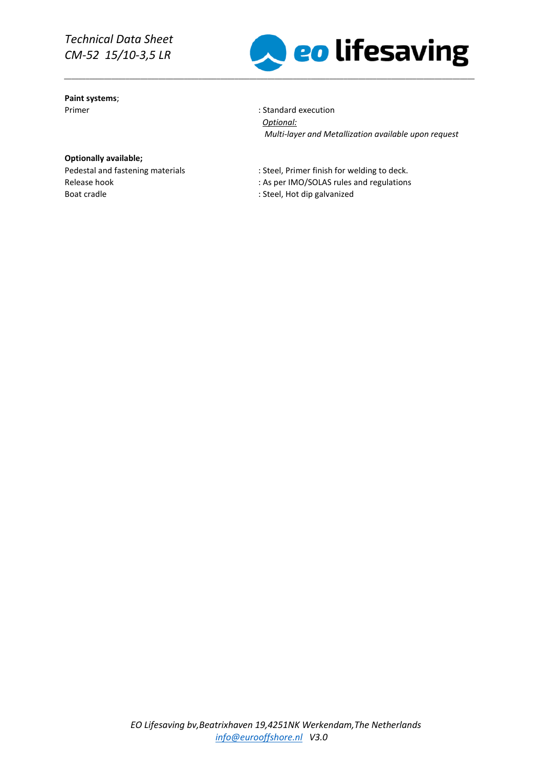**Paint systems**;

| | |
|---|---|
| Primer | : Standard execution<br>*Optional:*<br>*Multi-layer and Metallization available upon request* |

**Optionally available;**

| | |
|---|---|
| Pedestal and fastening materials | : Steel, Primer finish for welding to deck. |
| Release hook | : As per IMO/SOLAS rules and regulations |
| Boat cradle | : Steel, Hot dip galvanized |